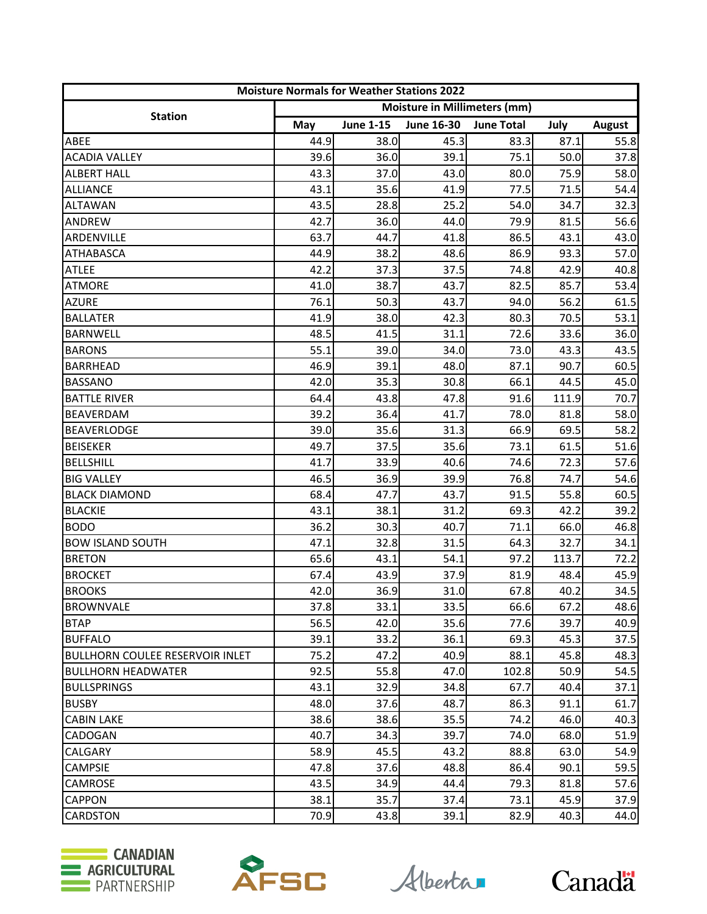| Moisture Normals for Weather Stations 2022 | | | | | | |
|---|---|---|---|---|---|---|
| Station | Moisture in Millimeters (mm) | | | | | |
| | May | June 1-15 | June 16-30 | June Total | July | August |
| ABEE | 44.9 | 38.0 | 45.3 | 83.3 | 87.1 | 55.8 |
| ACADIA VALLEY | 39.6 | 36.0 | 39.1 | 75.1 | 50.0 | 37.8 |
| ALBERT HALL | 43.3 | 37.0 | 43.0 | 80.0 | 75.9 | 58.0 |
| ALLIANCE | 43.1 | 35.6 | 41.9 | 77.5 | 71.5 | 54.4 |
| ALTAWAN | 43.5 | 28.8 | 25.2 | 54.0 | 34.7 | 32.3 |
| ANDREW | 42.7 | 36.0 | 44.0 | 79.9 | 81.5 | 56.6 |
| ARDENVILLE | 63.7 | 44.7 | 41.8 | 86.5 | 43.1 | 43.0 |
| ATHABASCA | 44.9 | 38.2 | 48.6 | 86.9 | 93.3 | 57.0 |
| ATLEE | 42.2 | 37.3 | 37.5 | 74.8 | 42.9 | 40.8 |
| ATMORE | 41.0 | 38.7 | 43.7 | 82.5 | 85.7 | 53.4 |
| AZURE | 76.1 | 50.3 | 43.7 | 94.0 | 56.2 | 61.5 |
| BALLATER | 41.9 | 38.0 | 42.3 | 80.3 | 70.5 | 53.1 |
| BARNWELL | 48.5 | 41.5 | 31.1 | 72.6 | 33.6 | 36.0 |
| BARONS | 55.1 | 39.0 | 34.0 | 73.0 | 43.3 | 43.5 |
| BARRHEAD | 46.9 | 39.1 | 48.0 | 87.1 | 90.7 | 60.5 |
| BASSANO | 42.0 | 35.3 | 30.8 | 66.1 | 44.5 | 45.0 |
| BATTLE RIVER | 64.4 | 43.8 | 47.8 | 91.6 | 111.9 | 70.7 |
| BEAVERDAM | 39.2 | 36.4 | 41.7 | 78.0 | 81.8 | 58.0 |
| BEAVERLODGE | 39.0 | 35.6 | 31.3 | 66.9 | 69.5 | 58.2 |
| BEISEKER | 49.7 | 37.5 | 35.6 | 73.1 | 61.5 | 51.6 |
| BELLSHILL | 41.7 | 33.9 | 40.6 | 74.6 | 72.3 | 57.6 |
| BIG VALLEY | 46.5 | 36.9 | 39.9 | 76.8 | 74.7 | 54.6 |
| BLACK DIAMOND | 68.4 | 47.7 | 43.7 | 91.5 | 55.8 | 60.5 |
| BLACKIE | 43.1 | 38.1 | 31.2 | 69.3 | 42.2 | 39.2 |
| BODO | 36.2 | 30.3 | 40.7 | 71.1 | 66.0 | 46.8 |
| BOW ISLAND SOUTH | 47.1 | 32.8 | 31.5 | 64.3 | 32.7 | 34.1 |
| BRETON | 65.6 | 43.1 | 54.1 | 97.2 | 113.7 | 72.2 |
| BROCKET | 67.4 | 43.9 | 37.9 | 81.9 | 48.4 | 45.9 |
| BROOKS | 42.0 | 36.9 | 31.0 | 67.8 | 40.2 | 34.5 |
| BROWNVALE | 37.8 | 33.1 | 33.5 | 66.6 | 67.2 | 48.6 |
| BTAP | 56.5 | 42.0 | 35.6 | 77.6 | 39.7 | 40.9 |
| BUFFALO | 39.1 | 33.2 | 36.1 | 69.3 | 45.3 | 37.5 |
| BULLHORN COULEE RESERVOIR INLET | 75.2 | 47.2 | 40.9 | 88.1 | 45.8 | 48.3 |
| BULLHORN HEADWATER | 92.5 | 55.8 | 47.0 | 102.8 | 50.9 | 54.5 |
| BULLSPRINGS | 43.1 | 32.9 | 34.8 | 67.7 | 40.4 | 37.1 |
| BUSBY | 48.0 | 37.6 | 48.7 | 86.3 | 91.1 | 61.7 |
| CABIN LAKE | 38.6 | 38.6 | 35.5 | 74.2 | 46.0 | 40.3 |
| CADOGAN | 40.7 | 34.3 | 39.7 | 74.0 | 68.0 | 51.9 |
| CALGARY | 58.9 | 45.5 | 43.2 | 88.8 | 63.0 | 54.9 |
| CAMPSIE | 47.8 | 37.6 | 48.8 | 86.4 | 90.1 | 59.5 |
| CAMROSE | 43.5 | 34.9 | 44.4 | 79.3 | 81.8 | 57.6 |
| CAPPON | 38.1 | 35.7 | 37.4 | 73.1 | 45.9 | 37.9 |
| CARDSTON | 70.9 | 43.8 | 39.1 | 82.9 | 40.3 | 44.0 |

CANADIAN AGRICULTURAL PARTNERSHIP | AFSC | Alberta | Canada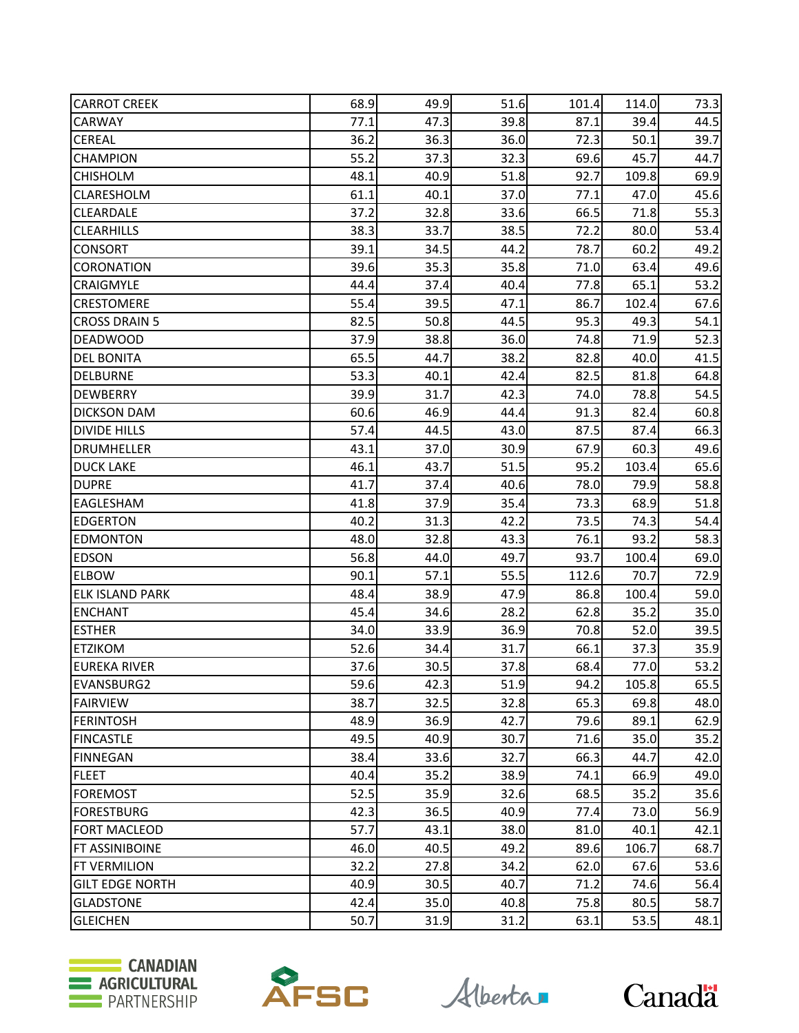| | | | | | |
|---|---|---|---|---|---|
| CARROT CREEK | 68.9 | 49.9 | 51.6 | 101.4 | 114.0 | 73.3 |
| CARWAY | 77.1 | 47.3 | 39.8 | 87.1 | 39.4 | 44.5 |
| CEREAL | 36.2 | 36.3 | 36.0 | 72.3 | 50.1 | 39.7 |
| CHAMPION | 55.2 | 37.3 | 32.3 | 69.6 | 45.7 | 44.7 |
| CHISHOLM | 48.1 | 40.9 | 51.8 | 92.7 | 109.8 | 69.9 |
| CLARESHOLM | 61.1 | 40.1 | 37.0 | 77.1 | 47.0 | 45.6 |
| CLEARDALE | 37.2 | 32.8 | 33.6 | 66.5 | 71.8 | 55.3 |
| CLEARHILLS | 38.3 | 33.7 | 38.5 | 72.2 | 80.0 | 53.4 |
| CONSORT | 39.1 | 34.5 | 44.2 | 78.7 | 60.2 | 49.2 |
| CORONATION | 39.6 | 35.3 | 35.8 | 71.0 | 63.4 | 49.6 |
| CRAIGMYLE | 44.4 | 37.4 | 40.4 | 77.8 | 65.1 | 53.2 |
| CRESTOMERE | 55.4 | 39.5 | 47.1 | 86.7 | 102.4 | 67.6 |
| CROSS DRAIN 5 | 82.5 | 50.8 | 44.5 | 95.3 | 49.3 | 54.1 |
| DEADWOOD | 37.9 | 38.8 | 36.0 | 74.8 | 71.9 | 52.3 |
| DEL BONITA | 65.5 | 44.7 | 38.2 | 82.8 | 40.0 | 41.5 |
| DELBURNE | 53.3 | 40.1 | 42.4 | 82.5 | 81.8 | 64.8 |
| DEWBERRY | 39.9 | 31.7 | 42.3 | 74.0 | 78.8 | 54.5 |
| DICKSON DAM | 60.6 | 46.9 | 44.4 | 91.3 | 82.4 | 60.8 |
| DIVIDE HILLS | 57.4 | 44.5 | 43.0 | 87.5 | 87.4 | 66.3 |
| DRUMHELLER | 43.1 | 37.0 | 30.9 | 67.9 | 60.3 | 49.6 |
| DUCK LAKE | 46.1 | 43.7 | 51.5 | 95.2 | 103.4 | 65.6 |
| DUPRE | 41.7 | 37.4 | 40.6 | 78.0 | 79.9 | 58.8 |
| EAGLESHAM | 41.8 | 37.9 | 35.4 | 73.3 | 68.9 | 51.8 |
| EDGERTON | 40.2 | 31.3 | 42.2 | 73.5 | 74.3 | 54.4 |
| EDMONTON | 48.0 | 32.8 | 43.3 | 76.1 | 93.2 | 58.3 |
| EDSON | 56.8 | 44.0 | 49.7 | 93.7 | 100.4 | 69.0 |
| ELBOW | 90.1 | 57.1 | 55.5 | 112.6 | 70.7 | 72.9 |
| ELK ISLAND PARK | 48.4 | 38.9 | 47.9 | 86.8 | 100.4 | 59.0 |
| ENCHANT | 45.4 | 34.6 | 28.2 | 62.8 | 35.2 | 35.0 |
| ESTHER | 34.0 | 33.9 | 36.9 | 70.8 | 52.0 | 39.5 |
| ETZIKOM | 52.6 | 34.4 | 31.7 | 66.1 | 37.3 | 35.9 |
| EUREKA RIVER | 37.6 | 30.5 | 37.8 | 68.4 | 77.0 | 53.2 |
| EVANSBURG2 | 59.6 | 42.3 | 51.9 | 94.2 | 105.8 | 65.5 |
| FAIRVIEW | 38.7 | 32.5 | 32.8 | 65.3 | 69.8 | 48.0 |
| FERINTOSH | 48.9 | 36.9 | 42.7 | 79.6 | 89.1 | 62.9 |
| FINCASTLE | 49.5 | 40.9 | 30.7 | 71.6 | 35.0 | 35.2 |
| FINNEGAN | 38.4 | 33.6 | 32.7 | 66.3 | 44.7 | 42.0 |
| FLEET | 40.4 | 35.2 | 38.9 | 74.1 | 66.9 | 49.0 |
| FOREMOST | 52.5 | 35.9 | 32.6 | 68.5 | 35.2 | 35.6 |
| FORESTBURG | 42.3 | 36.5 | 40.9 | 77.4 | 73.0 | 56.9 |
| FORT MACLEOD | 57.7 | 43.1 | 38.0 | 81.0 | 40.1 | 42.1 |
| FT ASSINIBOINE | 46.0 | 40.5 | 49.2 | 89.6 | 106.7 | 68.7 |
| FT VERMILION | 32.2 | 27.8 | 34.2 | 62.0 | 67.6 | 53.6 |
| GILT EDGE NORTH | 40.9 | 30.5 | 40.7 | 71.2 | 74.6 | 56.4 |
| GLADSTONE | 42.4 | 35.0 | 40.8 | 75.8 | 80.5 | 58.7 |
| GLEICHEN | 50.7 | 31.9 | 31.2 | 63.1 | 53.5 | 48.1 |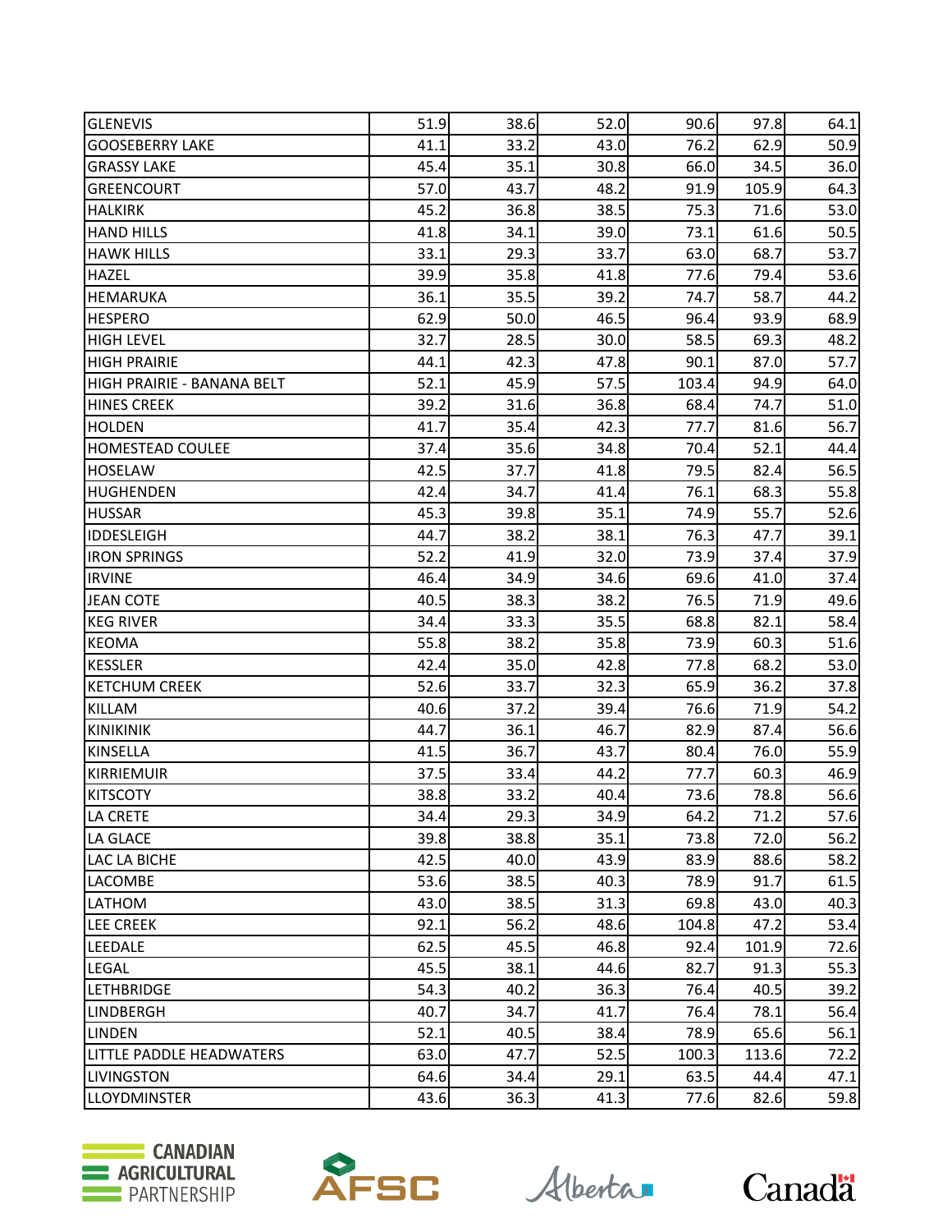| | | | | | | |
|---|---|---|---|---|---|---|
| GLENEVIS | 51.9 | 38.6 | 52.0 | 90.6 | 97.8 | 64.1 |
| GOOSEBERRY LAKE | 41.1 | 33.2 | 43.0 | 76.2 | 62.9 | 50.9 |
| GRASSY LAKE | 45.4 | 35.1 | 30.8 | 66.0 | 34.5 | 36.0 |
| GREENCOURT | 57.0 | 43.7 | 48.2 | 91.9 | 105.9 | 64.3 |
| HALKIRK | 45.2 | 36.8 | 38.5 | 75.3 | 71.6 | 53.0 |
| HAND HILLS | 41.8 | 34.1 | 39.0 | 73.1 | 61.6 | 50.5 |
| HAWK HILLS | 33.1 | 29.3 | 33.7 | 63.0 | 68.7 | 53.7 |
| HAZEL | 39.9 | 35.8 | 41.8 | 77.6 | 79.4 | 53.6 |
| HEMARUKA | 36.1 | 35.5 | 39.2 | 74.7 | 58.7 | 44.2 |
| HESPERO | 62.9 | 50.0 | 46.5 | 96.4 | 93.9 | 68.9 |
| HIGH LEVEL | 32.7 | 28.5 | 30.0 | 58.5 | 69.3 | 48.2 |
| HIGH PRAIRIE | 44.1 | 42.3 | 47.8 | 90.1 | 87.0 | 57.7 |
| HIGH PRAIRIE - BANANA BELT | 52.1 | 45.9 | 57.5 | 103.4 | 94.9 | 64.0 |
| HINES CREEK | 39.2 | 31.6 | 36.8 | 68.4 | 74.7 | 51.0 |
| HOLDEN | 41.7 | 35.4 | 42.3 | 77.7 | 81.6 | 56.7 |
| HOMESTEAD COULEE | 37.4 | 35.6 | 34.8 | 70.4 | 52.1 | 44.4 |
| HOSELAW | 42.5 | 37.7 | 41.8 | 79.5 | 82.4 | 56.5 |
| HUGHENDEN | 42.4 | 34.7 | 41.4 | 76.1 | 68.3 | 55.8 |
| HUSSAR | 45.3 | 39.8 | 35.1 | 74.9 | 55.7 | 52.6 |
| IDDESLEIGH | 44.7 | 38.2 | 38.1 | 76.3 | 47.7 | 39.1 |
| IRON SPRINGS | 52.2 | 41.9 | 32.0 | 73.9 | 37.4 | 37.9 |
| IRVINE | 46.4 | 34.9 | 34.6 | 69.6 | 41.0 | 37.4 |
| JEAN COTE | 40.5 | 38.3 | 38.2 | 76.5 | 71.9 | 49.6 |
| KEG RIVER | 34.4 | 33.3 | 35.5 | 68.8 | 82.1 | 58.4 |
| KEOMA | 55.8 | 38.2 | 35.8 | 73.9 | 60.3 | 51.6 |
| KESSLER | 42.4 | 35.0 | 42.8 | 77.8 | 68.2 | 53.0 |
| KETCHUM CREEK | 52.6 | 33.7 | 32.3 | 65.9 | 36.2 | 37.8 |
| KILLAM | 40.6 | 37.2 | 39.4 | 76.6 | 71.9 | 54.2 |
| KINIKINIK | 44.7 | 36.1 | 46.7 | 82.9 | 87.4 | 56.6 |
| KINSELLA | 41.5 | 36.7 | 43.7 | 80.4 | 76.0 | 55.9 |
| KIRRIEMUIR | 37.5 | 33.4 | 44.2 | 77.7 | 60.3 | 46.9 |
| KITSCOTY | 38.8 | 33.2 | 40.4 | 73.6 | 78.8 | 56.6 |
| LA CRETE | 34.4 | 29.3 | 34.9 | 64.2 | 71.2 | 57.6 |
| LA GLACE | 39.8 | 38.8 | 35.1 | 73.8 | 72.0 | 56.2 |
| LAC LA BICHE | 42.5 | 40.0 | 43.9 | 83.9 | 88.6 | 58.2 |
| LACOMBE | 53.6 | 38.5 | 40.3 | 78.9 | 91.7 | 61.5 |
| LATHOM | 43.0 | 38.5 | 31.3 | 69.8 | 43.0 | 40.3 |
| LEE CREEK | 92.1 | 56.2 | 48.6 | 104.8 | 47.2 | 53.4 |
| LEEDALE | 62.5 | 45.5 | 46.8 | 92.4 | 101.9 | 72.6 |
| LEGAL | 45.5 | 38.1 | 44.6 | 82.7 | 91.3 | 55.3 |
| LETHBRIDGE | 54.3 | 40.2 | 36.3 | 76.4 | 40.5 | 39.2 |
| LINDBERGH | 40.7 | 34.7 | 41.7 | 76.4 | 78.1 | 56.4 |
| LINDEN | 52.1 | 40.5 | 38.4 | 78.9 | 65.6 | 56.1 |
| LITTLE PADDLE HEADWATERS | 63.0 | 47.7 | 52.5 | 100.3 | 113.6 | 72.2 |
| LIVINGSTON | 64.6 | 34.4 | 29.1 | 63.5 | 44.4 | 47.1 |
| LLOYDMINSTER | 43.6 | 36.3 | 41.3 | 77.6 | 82.6 | 59.8 |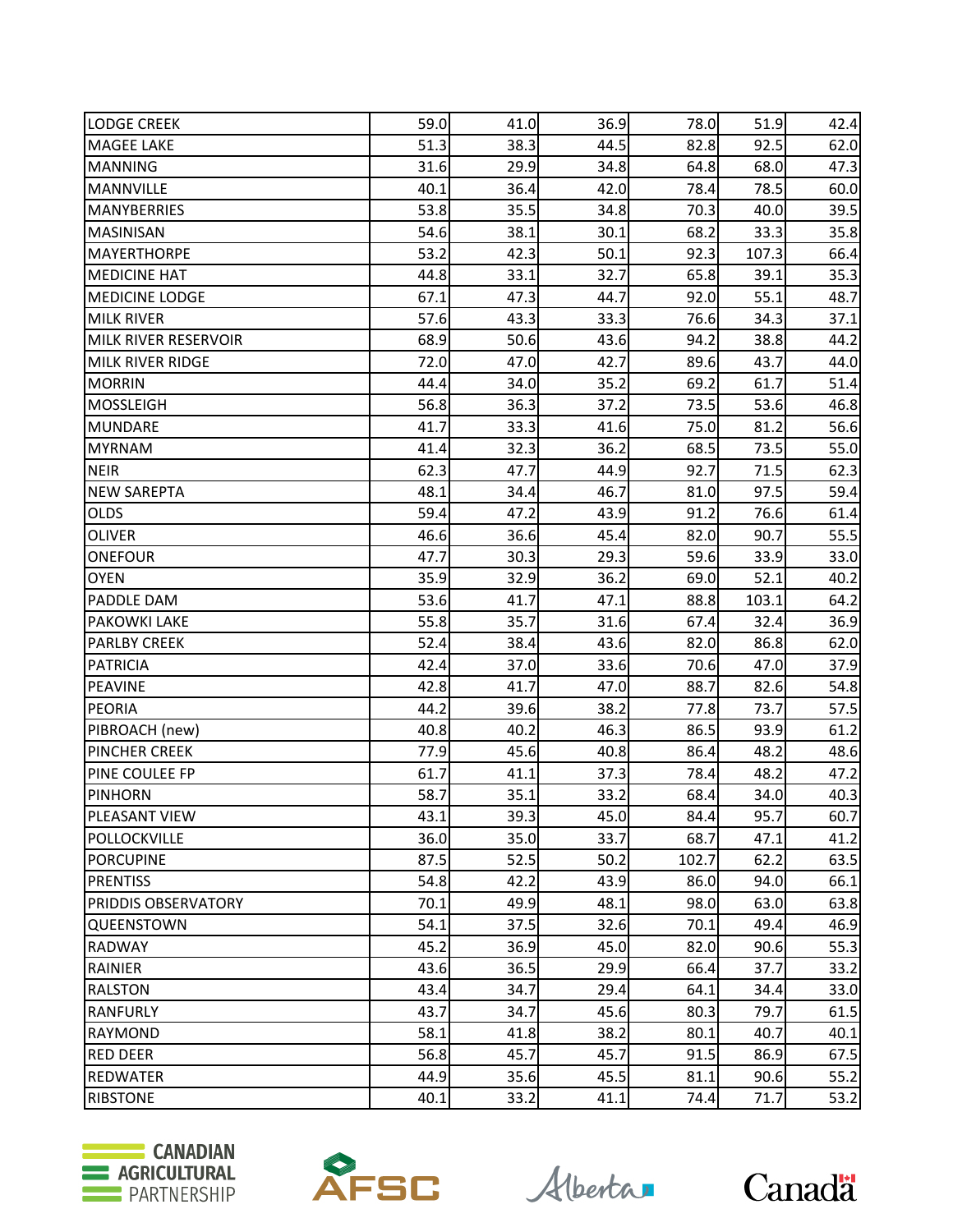| | | | | | | |
|---|---|---|---|---|---|---|
| LODGE CREEK | 59.0 | 41.0 | 36.9 | 78.0 | 51.9 | 42.4 |
| MAGEE LAKE | 51.3 | 38.3 | 44.5 | 82.8 | 92.5 | 62.0 |
| MANNING | 31.6 | 29.9 | 34.8 | 64.8 | 68.0 | 47.3 |
| MANNVILLE | 40.1 | 36.4 | 42.0 | 78.4 | 78.5 | 60.0 |
| MANYBERRIES | 53.8 | 35.5 | 34.8 | 70.3 | 40.0 | 39.5 |
| MASINISAN | 54.6 | 38.1 | 30.1 | 68.2 | 33.3 | 35.8 |
| MAYERTHORPE | 53.2 | 42.3 | 50.1 | 92.3 | 107.3 | 66.4 |
| MEDICINE HAT | 44.8 | 33.1 | 32.7 | 65.8 | 39.1 | 35.3 |
| MEDICINE LODGE | 67.1 | 47.3 | 44.7 | 92.0 | 55.1 | 48.7 |
| MILK RIVER | 57.6 | 43.3 | 33.3 | 76.6 | 34.3 | 37.1 |
| MILK RIVER RESERVOIR | 68.9 | 50.6 | 43.6 | 94.2 | 38.8 | 44.2 |
| MILK RIVER RIDGE | 72.0 | 47.0 | 42.7 | 89.6 | 43.7 | 44.0 |
| MORRIN | 44.4 | 34.0 | 35.2 | 69.2 | 61.7 | 51.4 |
| MOSSLEIGH | 56.8 | 36.3 | 37.2 | 73.5 | 53.6 | 46.8 |
| MUNDARE | 41.7 | 33.3 | 41.6 | 75.0 | 81.2 | 56.6 |
| MYRNAM | 41.4 | 32.3 | 36.2 | 68.5 | 73.5 | 55.0 |
| NEIR | 62.3 | 47.7 | 44.9 | 92.7 | 71.5 | 62.3 |
| NEW SAREPTA | 48.1 | 34.4 | 46.7 | 81.0 | 97.5 | 59.4 |
| OLDS | 59.4 | 47.2 | 43.9 | 91.2 | 76.6 | 61.4 |
| OLIVER | 46.6 | 36.6 | 45.4 | 82.0 | 90.7 | 55.5 |
| ONEFOUR | 47.7 | 30.3 | 29.3 | 59.6 | 33.9 | 33.0 |
| OYEN | 35.9 | 32.9 | 36.2 | 69.0 | 52.1 | 40.2 |
| PADDLE DAM | 53.6 | 41.7 | 47.1 | 88.8 | 103.1 | 64.2 |
| PAKOWKI LAKE | 55.8 | 35.7 | 31.6 | 67.4 | 32.4 | 36.9 |
| PARLBY CREEK | 52.4 | 38.4 | 43.6 | 82.0 | 86.8 | 62.0 |
| PATRICIA | 42.4 | 37.0 | 33.6 | 70.6 | 47.0 | 37.9 |
| PEAVINE | 42.8 | 41.7 | 47.0 | 88.7 | 82.6 | 54.8 |
| PEORIA | 44.2 | 39.6 | 38.2 | 77.8 | 73.7 | 57.5 |
| PIBROACH (new) | 40.8 | 40.2 | 46.3 | 86.5 | 93.9 | 61.2 |
| PINCHER CREEK | 77.9 | 45.6 | 40.8 | 86.4 | 48.2 | 48.6 |
| PINE COULEE FP | 61.7 | 41.1 | 37.3 | 78.4 | 48.2 | 47.2 |
| PINHORN | 58.7 | 35.1 | 33.2 | 68.4 | 34.0 | 40.3 |
| PLEASANT VIEW | 43.1 | 39.3 | 45.0 | 84.4 | 95.7 | 60.7 |
| POLLOCKVILLE | 36.0 | 35.0 | 33.7 | 68.7 | 47.1 | 41.2 |
| PORCUPINE | 87.5 | 52.5 | 50.2 | 102.7 | 62.2 | 63.5 |
| PRENTISS | 54.8 | 42.2 | 43.9 | 86.0 | 94.0 | 66.1 |
| PRIDDIS OBSERVATORY | 70.1 | 49.9 | 48.1 | 98.0 | 63.0 | 63.8 |
| QUEENSTOWN | 54.1 | 37.5 | 32.6 | 70.1 | 49.4 | 46.9 |
| RADWAY | 45.2 | 36.9 | 45.0 | 82.0 | 90.6 | 55.3 |
| RAINIER | 43.6 | 36.5 | 29.9 | 66.4 | 37.7 | 33.2 |
| RALSTON | 43.4 | 34.7 | 29.4 | 64.1 | 34.4 | 33.0 |
| RANFURLY | 43.7 | 34.7 | 45.6 | 80.3 | 79.7 | 61.5 |
| RAYMOND | 58.1 | 41.8 | 38.2 | 80.1 | 40.7 | 40.1 |
| RED DEER | 56.8 | 45.7 | 45.7 | 91.5 | 86.9 | 67.5 |
| REDWATER | 44.9 | 35.6 | 45.5 | 81.1 | 90.6 | 55.2 |
| RIBSTONE | 40.1 | 33.2 | 41.1 | 74.4 | 71.7 | 53.2 |

CANADIAN AGRICULTURAL PARTNERSHIP    AFSC    Alberta    Canada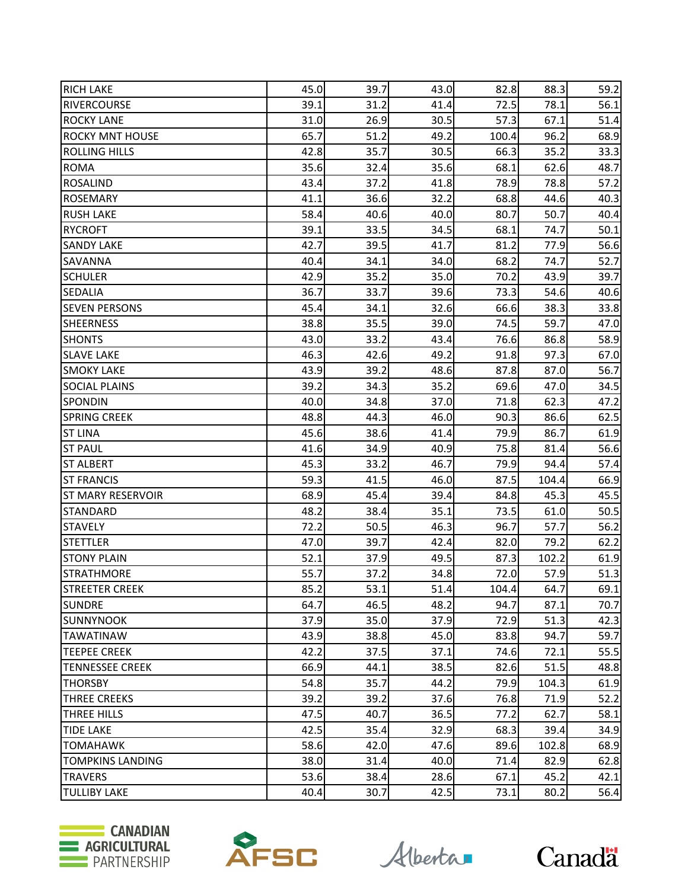| | | | | | | |
|---|---|---|---|---|---|---|
| RICH LAKE | 45.0 | 39.7 | 43.0 | 82.8 | 88.3 | 59.2 |
| RIVERCOURSE | 39.1 | 31.2 | 41.4 | 72.5 | 78.1 | 56.1 |
| ROCKY LANE | 31.0 | 26.9 | 30.5 | 57.3 | 67.1 | 51.4 |
| ROCKY MNT HOUSE | 65.7 | 51.2 | 49.2 | 100.4 | 96.2 | 68.9 |
| ROLLING HILLS | 42.8 | 35.7 | 30.5 | 66.3 | 35.2 | 33.3 |
| ROMA | 35.6 | 32.4 | 35.6 | 68.1 | 62.6 | 48.7 |
| ROSALIND | 43.4 | 37.2 | 41.8 | 78.9 | 78.8 | 57.2 |
| ROSEMARY | 41.1 | 36.6 | 32.2 | 68.8 | 44.6 | 40.3 |
| RUSH LAKE | 58.4 | 40.6 | 40.0 | 80.7 | 50.7 | 40.4 |
| RYCROFT | 39.1 | 33.5 | 34.5 | 68.1 | 74.7 | 50.1 |
| SANDY LAKE | 42.7 | 39.5 | 41.7 | 81.2 | 77.9 | 56.6 |
| SAVANNA | 40.4 | 34.1 | 34.0 | 68.2 | 74.7 | 52.7 |
| SCHULER | 42.9 | 35.2 | 35.0 | 70.2 | 43.9 | 39.7 |
| SEDALIA | 36.7 | 33.7 | 39.6 | 73.3 | 54.6 | 40.6 |
| SEVEN PERSONS | 45.4 | 34.1 | 32.6 | 66.6 | 38.3 | 33.8 |
| SHEERNESS | 38.8 | 35.5 | 39.0 | 74.5 | 59.7 | 47.0 |
| SHONTS | 43.0 | 33.2 | 43.4 | 76.6 | 86.8 | 58.9 |
| SLAVE LAKE | 46.3 | 42.6 | 49.2 | 91.8 | 97.3 | 67.0 |
| SMOKY LAKE | 43.9 | 39.2 | 48.6 | 87.8 | 87.0 | 56.7 |
| SOCIAL PLAINS | 39.2 | 34.3 | 35.2 | 69.6 | 47.0 | 34.5 |
| SPONDIN | 40.0 | 34.8 | 37.0 | 71.8 | 62.3 | 47.2 |
| SPRING CREEK | 48.8 | 44.3 | 46.0 | 90.3 | 86.6 | 62.5 |
| ST LINA | 45.6 | 38.6 | 41.4 | 79.9 | 86.7 | 61.9 |
| ST PAUL | 41.6 | 34.9 | 40.9 | 75.8 | 81.4 | 56.6 |
| ST ALBERT | 45.3 | 33.2 | 46.7 | 79.9 | 94.4 | 57.4 |
| ST FRANCIS | 59.3 | 41.5 | 46.0 | 87.5 | 104.4 | 66.9 |
| ST MARY RESERVOIR | 68.9 | 45.4 | 39.4 | 84.8 | 45.3 | 45.5 |
| STANDARD | 48.2 | 38.4 | 35.1 | 73.5 | 61.0 | 50.5 |
| STAVELY | 72.2 | 50.5 | 46.3 | 96.7 | 57.7 | 56.2 |
| STETTLER | 47.0 | 39.7 | 42.4 | 82.0 | 79.2 | 62.2 |
| STONY PLAIN | 52.1 | 37.9 | 49.5 | 87.3 | 102.2 | 61.9 |
| STRATHMORE | 55.7 | 37.2 | 34.8 | 72.0 | 57.9 | 51.3 |
| STREETER CREEK | 85.2 | 53.1 | 51.4 | 104.4 | 64.7 | 69.1 |
| SUNDRE | 64.7 | 46.5 | 48.2 | 94.7 | 87.1 | 70.7 |
| SUNNYNOOK | 37.9 | 35.0 | 37.9 | 72.9 | 51.3 | 42.3 |
| TAWATINAW | 43.9 | 38.8 | 45.0 | 83.8 | 94.7 | 59.7 |
| TEEPEE CREEK | 42.2 | 37.5 | 37.1 | 74.6 | 72.1 | 55.5 |
| TENNESSEE CREEK | 66.9 | 44.1 | 38.5 | 82.6 | 51.5 | 48.8 |
| THORSBY | 54.8 | 35.7 | 44.2 | 79.9 | 104.3 | 61.9 |
| THREE CREEKS | 39.2 | 39.2 | 37.6 | 76.8 | 71.9 | 52.2 |
| THREE HILLS | 47.5 | 40.7 | 36.5 | 77.2 | 62.7 | 58.1 |
| TIDE LAKE | 42.5 | 35.4 | 32.9 | 68.3 | 39.4 | 34.9 |
| TOMAHAWK | 58.6 | 42.0 | 47.6 | 89.6 | 102.8 | 68.9 |
| TOMPKINS LANDING | 38.0 | 31.4 | 40.0 | 71.4 | 82.9 | 62.8 |
| TRAVERS | 53.6 | 38.4 | 28.6 | 67.1 | 45.2 | 42.1 |
| TULLIBY LAKE | 40.4 | 30.7 | 42.5 | 73.1 | 80.2 | 56.4 |

CANADIAN AGRICULTURAL PARTNERSHIP

AFSC

Alberta

Canada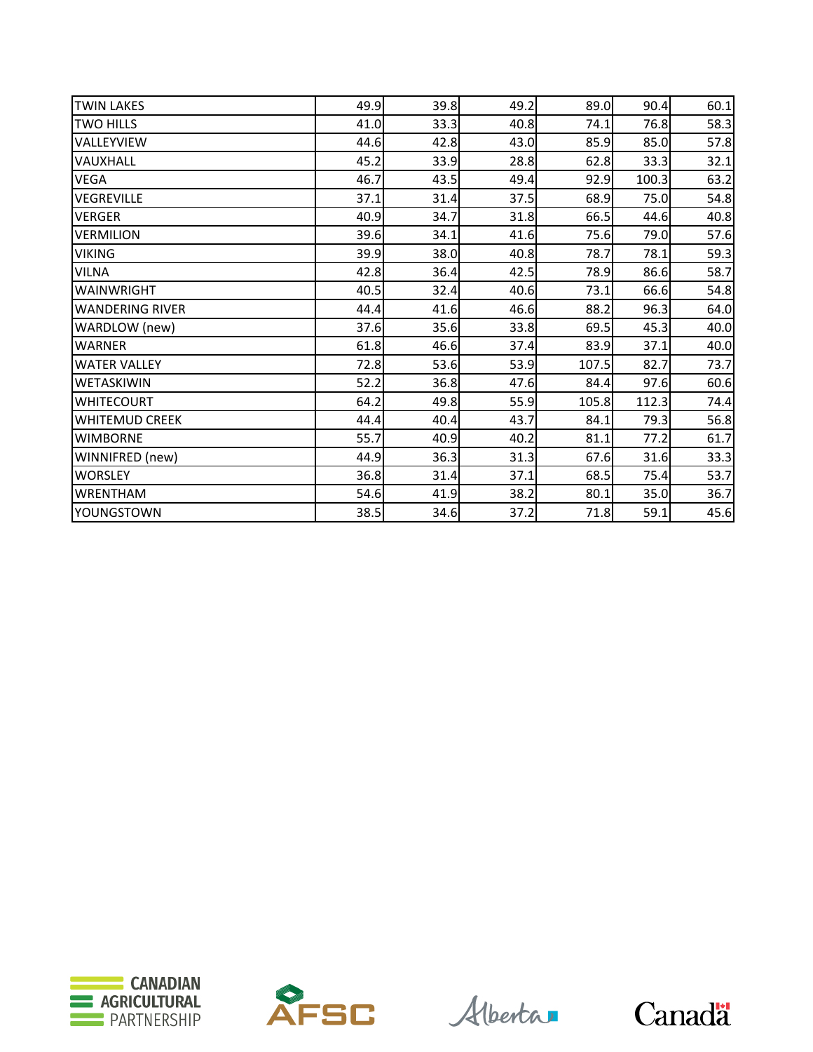| | | | | | | |
|---|---|---|---|---|---|---|
| TWIN LAKES | 49.9 | 39.8 | 49.2 | 89.0 | 90.4 | 60.1 |
| TWO HILLS | 41.0 | 33.3 | 40.8 | 74.1 | 76.8 | 58.3 |
| VALLEYVIEW | 44.6 | 42.8 | 43.0 | 85.9 | 85.0 | 57.8 |
| VAUXHALL | 45.2 | 33.9 | 28.8 | 62.8 | 33.3 | 32.1 |
| VEGA | 46.7 | 43.5 | 49.4 | 92.9 | 100.3 | 63.2 |
| VEGREVILLE | 37.1 | 31.4 | 37.5 | 68.9 | 75.0 | 54.8 |
| VERGER | 40.9 | 34.7 | 31.8 | 66.5 | 44.6 | 40.8 |
| VERMILION | 39.6 | 34.1 | 41.6 | 75.6 | 79.0 | 57.6 |
| VIKING | 39.9 | 38.0 | 40.8 | 78.7 | 78.1 | 59.3 |
| VILNA | 42.8 | 36.4 | 42.5 | 78.9 | 86.6 | 58.7 |
| WAINWRIGHT | 40.5 | 32.4 | 40.6 | 73.1 | 66.6 | 54.8 |
| WANDERING RIVER | 44.4 | 41.6 | 46.6 | 88.2 | 96.3 | 64.0 |
| WARDLOW (new) | 37.6 | 35.6 | 33.8 | 69.5 | 45.3 | 40.0 |
| WARNER | 61.8 | 46.6 | 37.4 | 83.9 | 37.1 | 40.0 |
| WATER VALLEY | 72.8 | 53.6 | 53.9 | 107.5 | 82.7 | 73.7 |
| WETASKIWIN | 52.2 | 36.8 | 47.6 | 84.4 | 97.6 | 60.6 |
| WHITECOURT | 64.2 | 49.8 | 55.9 | 105.8 | 112.3 | 74.4 |
| WHITEMUD CREEK | 44.4 | 40.4 | 43.7 | 84.1 | 79.3 | 56.8 |
| WIMBORNE | 55.7 | 40.9 | 40.2 | 81.1 | 77.2 | 61.7 |
| WINNIFRED (new) | 44.9 | 36.3 | 31.3 | 67.6 | 31.6 | 33.3 |
| WORSLEY | 36.8 | 31.4 | 37.1 | 68.5 | 75.4 | 53.7 |
| WRENTHAM | 54.6 | 41.9 | 38.2 | 80.1 | 35.0 | 36.7 |
| YOUNGSTOWN | 38.5 | 34.6 | 37.2 | 71.8 | 59.1 | 45.6 |

CANADIAN AGRICULTURAL PARTNERSHIP

AFSC

Alberta

Canada